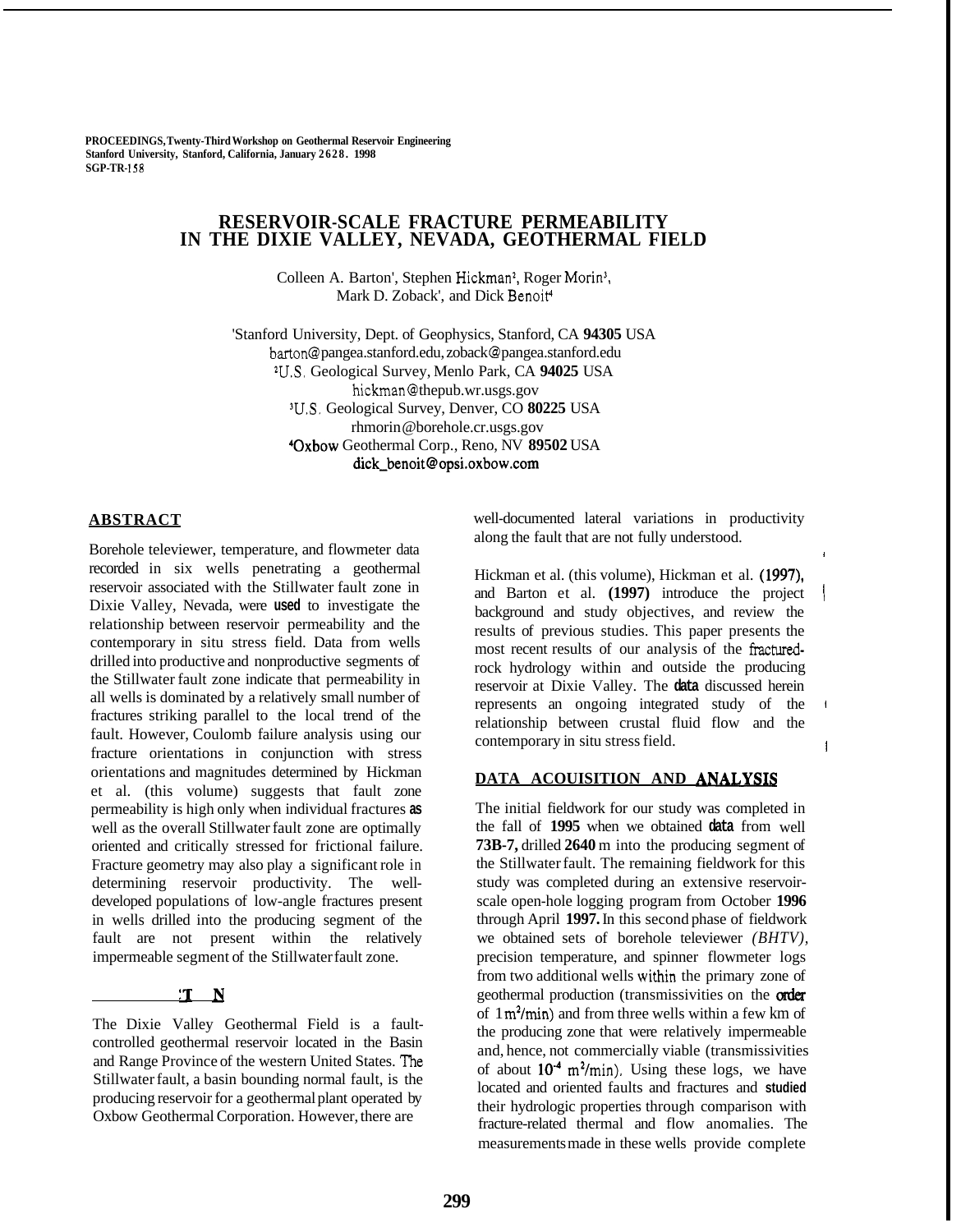PROCEEDINGS, Twenty-Third Workshop on Geothermal Reservoir Engineering
Stanford University, Stanford, California, January 26-28, 1998
SGP-TR-158

# RESERVOIR-SCALE FRACTURE PERMEABILITY IN THE DIXIE VALLEY, NEVADA, GEOTHERMAL FIELD

Colleen A. Barton[1], Stephen Hickman[2], Roger Morin[3], Mark D. Zoback[1], and Dick Benoit[4]

[1]Stanford University, Dept. of Geophysics, Stanford, CA 94305 USA
barton@pangea.stanford.edu, zoback@pangea.stanford.edu
[2]U.S. Geological Survey, Menlo Park, CA 94025 USA
hickman@thepub.wr.usgs.gov
[3]U.S. Geological Survey, Denver, CO 80225 USA
rhmorin@borehole.cr.usgs.gov
[4]Oxbow Geothermal Corp., Reno, NV 89502 USA
dick_benoit@opsi.oxbow.com

## ABSTRACT

Borehole televiewer, temperature, and flowmeter data recorded in six wells penetrating a geothermal reservoir associated with the Stillwater fault zone in Dixie Valley, Nevada, were used to investigate the relationship between reservoir permeability and the contemporary in situ stress field. Data from wells drilled into productive and nonproductive segments of the Stillwater fault zone indicate that permeability in all wells is dominated by a relatively small number of fractures striking parallel to the local trend of the fault. However, Coulomb failure analysis using our fracture orientations in conjunction with stress orientations and magnitudes determined by Hickman et al. (this volume) suggests that fault zone permeability is high only when individual fractures as well as the overall Stillwater fault zone are optimally oriented and critically stressed for frictional failure. Fracture geometry may also play a significant role in determining reservoir productivity. The well-developed populations of low-angle fractures present in wells drilled into the producing segment of the fault are not present within the relatively impermeable segment of the Stillwater fault zone.

## INTRODUCTION

The Dixie Valley Geothermal Field is a fault-controlled geothermal reservoir located in the Basin and Range Province of the western United States. The Stillwater fault, a basin bounding normal fault, is the producing reservoir for a geothermal plant operated by Oxbow Geothermal Corporation. However, there are well-documented lateral variations in productivity along the fault that are not fully understood.

Hickman et al. (this volume), Hickman et al. (1997), and Barton et al. (1997) introduce the project background and study objectives, and review the results of previous studies. This paper presents the most recent results of our analysis of the fractured-rock hydrology within and outside the producing reservoir at Dixie Valley. The data discussed herein represents an ongoing integrated study of the relationship between crustal fluid flow and the contemporary in situ stress field.

## DATA ACQUISITION AND ANALYSIS

The initial fieldwork for our study was completed in the fall of 1995 when we obtained data from well 73B-7, drilled 2640 m into the producing segment of the Stillwater fault. The remaining fieldwork for this study was completed during an extensive reservoir-scale open-hole logging program from October 1996 through April 1997. In this second phase of fieldwork we obtained sets of borehole televiewer *(BHTV)*, precision temperature, and spinner flowmeter logs from two additional wells within the primary zone of geothermal production (transmissivities on the order of 1 $m^2$/min) and from three wells within a few km of the producing zone that were relatively impermeable and, hence, not commercially viable (transmissivities of about $10^{-4}$ $m^2$/min). Using these logs, we have located and oriented faults and fractures and studied their hydrologic properties through comparison with fracture-related thermal and flow anomalies. The measurements made in these wells provide complete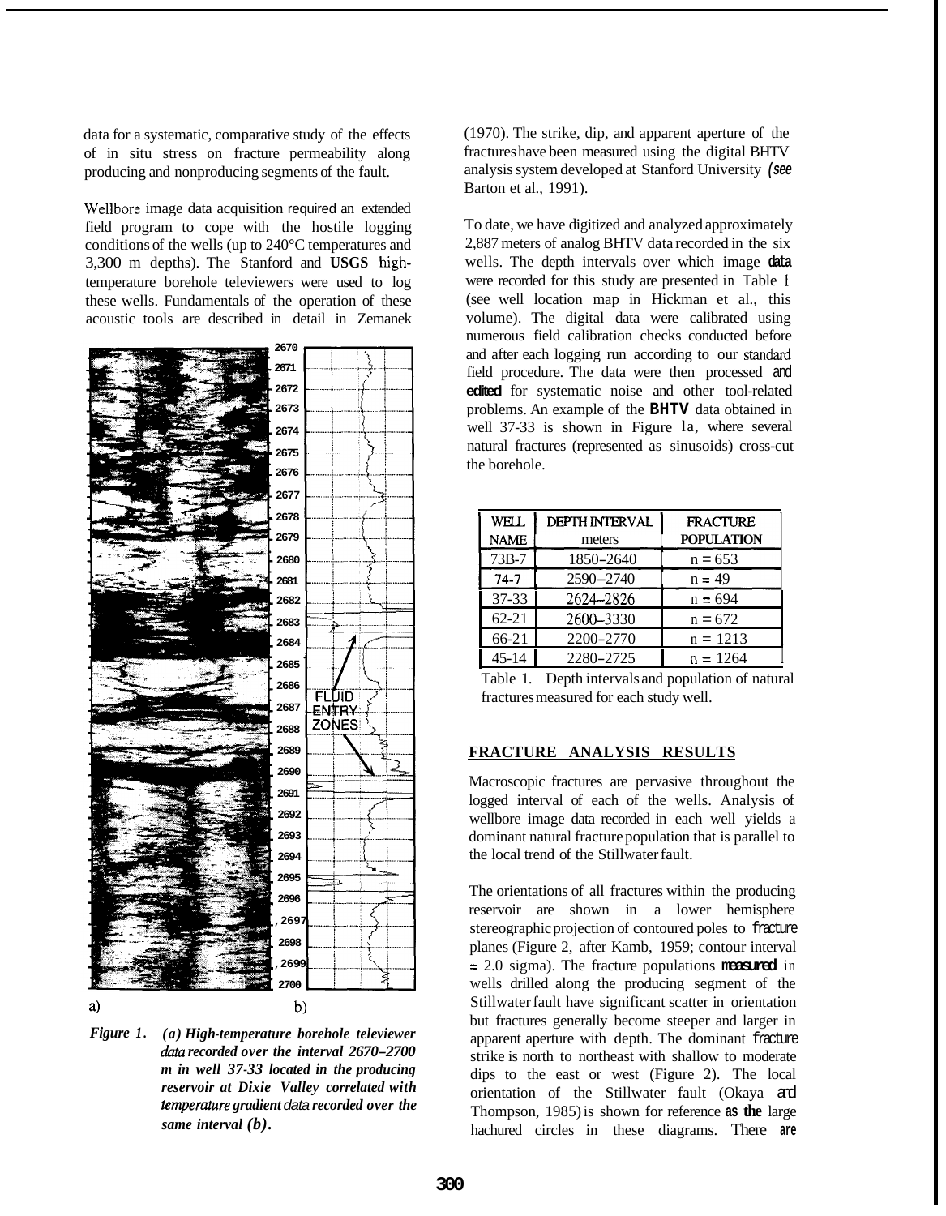data for a systematic, comparative study of the effects of in situ stress on fracture permeability along producing and nonproducing segments of the fault.

Wellbore image data acquisition required an extended field program to cope with the hostile logging conditions of the wells (up to 240°C temperatures and 3,300 m depths). The Stanford and USGS high-temperature borehole televiewers were used to log these wells. Fundamentals of the operation of these acoustic tools are described in detail in Zemanek (1970). The strike, dip, and apparent aperture of the fractures have been measured using the digital BHTV analysis system developed at Stanford University (see Barton et al., 1991).

*Figure 1. (a) High-temperature borehole televiewer data recorded over the interval 2670–2700 m in well 37-33 located in the producing reservoir at Dixie Valley correlated with temperature gradient data recorded over the same interval (b).*

To date, we have digitized and analyzed approximately 2,887 meters of analog BHTV data recorded in the six wells. The depth intervals over which image data were recorded for this study are presented in Table 1 (see well location map in Hickman et al., this volume). The digital data were calibrated using numerous field calibration checks conducted before and after each logging run according to our standard field procedure. The data were then processed and edited for systematic noise and other tool-related problems. An example of the **BHTV** data obtained in well 37-33 is shown in Figure 1a, where several natural fractures (represented as sinusoids) cross-cut the borehole.

| WELL NAME | DEPTH INTERVAL meters | FRACTURE POPULATION |
|---|---|---|
| 73B-7 | 1850–2640 | n = 653 |
| 74-7 | 2590–2740 | n = 49 |
| 37-33 | 2624–2826 | n = 694 |
| 62-21 | 2600–3330 | n = 672 |
| 66-21 | 2200–2770 | n = 1213 |
| 45-14 | 2280–2725 | n = 1264 |

Table 1. Depth intervals and population of natural fractures measured for each study well.

## FRACTURE ANALYSIS RESULTS

Macroscopic fractures are pervasive throughout the logged interval of each of the wells. Analysis of wellbore image data recorded in each well yields a dominant natural fracture population that is parallel to the local trend of the Stillwater fault.

The orientations of all fractures within the producing reservoir are shown in a lower hemisphere stereographic projection of contoured poles to fracture planes (Figure 2, after Kamb, 1959; contour interval = 2.0 sigma). The fracture populations measured in wells drilled along the producing segment of the Stillwater fault have significant scatter in orientation but fractures generally become steeper and larger in apparent aperture with depth. The dominant fracture strike is north to northeast with shallow to moderate dips to the east or west (Figure 2). The local orientation of the Stillwater fault (Okaya and Thompson, 1985) is shown for reference as the large hachured circles in these diagrams. There are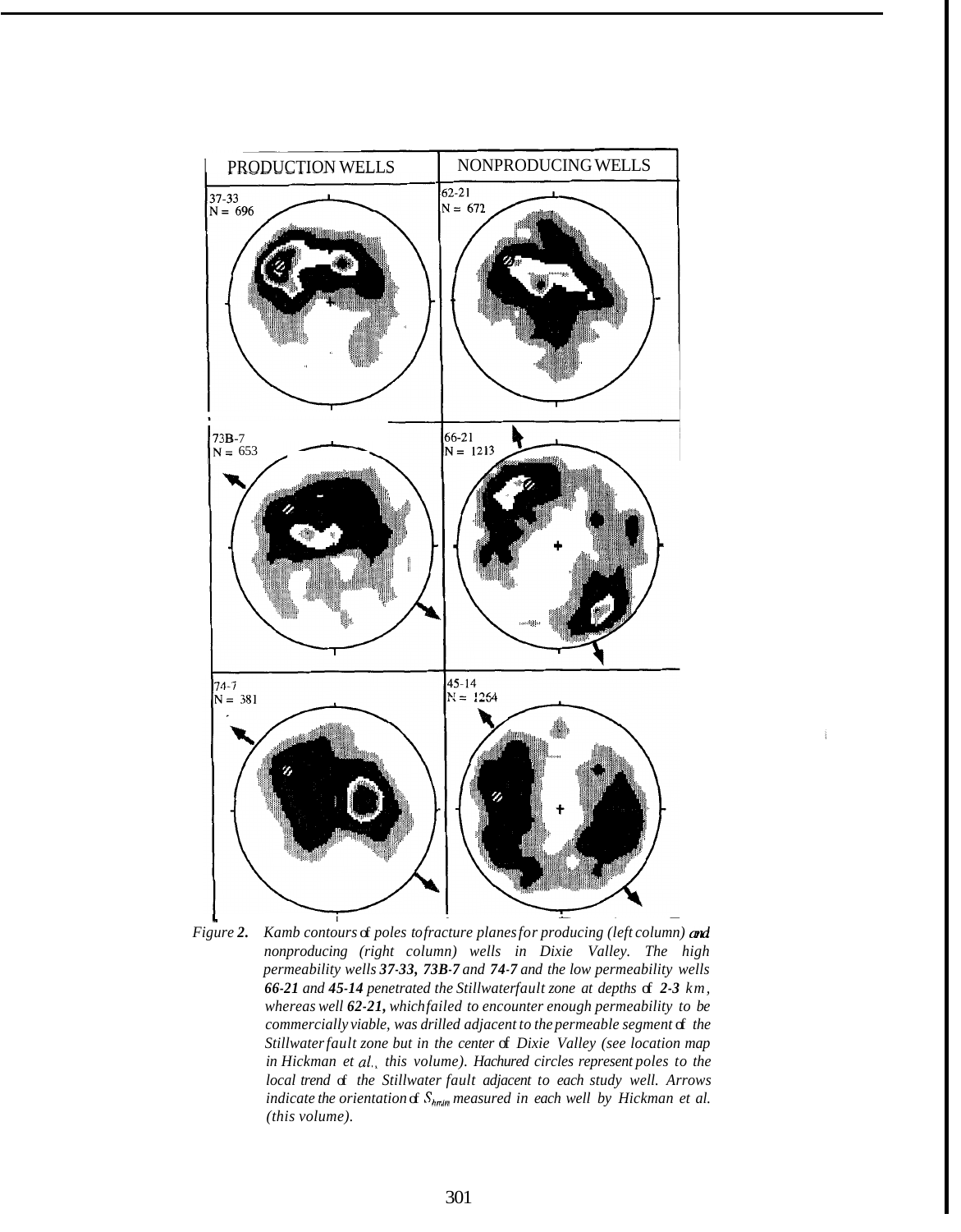PRODUCTION WELLS | NONPRODUCING WELLS

37-33
N = 696

62-21
N = 672

73B-7
N = 653

66-21
N = 1213

74-7
N = 381

45-14
N = 1264

*Figure 2. Kamb contours of poles to fracture planes for producing (left column) and nonproducing (right column) wells in Dixie Valley. The high permeability wells **37-33, 73B-7** and **74-7** and the low permeability wells **66-21** and **45-14** penetrated the Stillwater fault zone at depths of **2-3** km, whereas well **62-21,** which failed to encounter enough permeability to be commercially viable, was drilled adjacent to the permeable segment of the Stillwater fault zone but in the center of Dixie Valley (see location map in Hickman et al., this volume). Hachured circles represent poles to the local trend of the Stillwater fault adjacent to each study well. Arrows indicate the orientation of $S_{hmin}$ measured in each well by Hickman et al. (this volume).*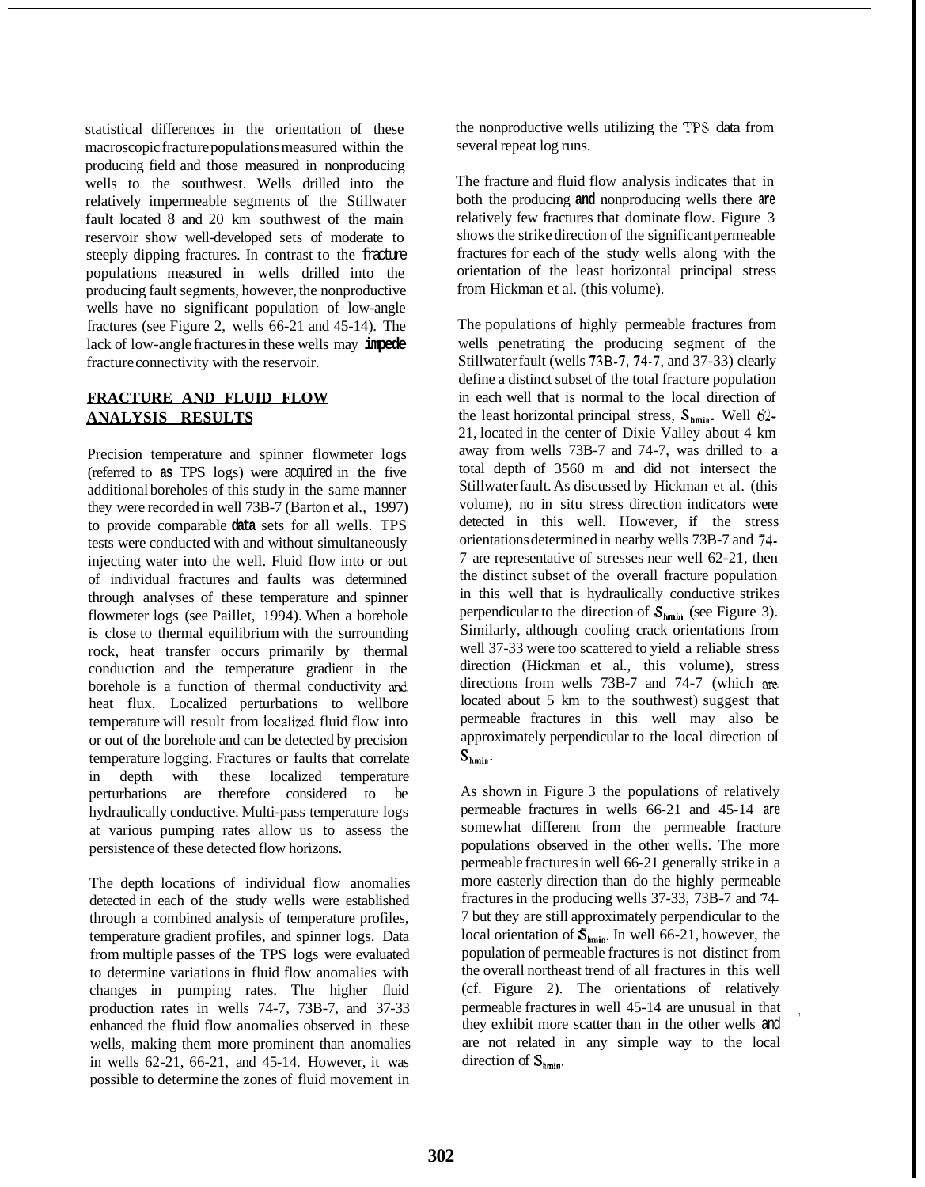statistical differences in the orientation of these macroscopic fracture populations measured within the producing field and those measured in nonproducing wells to the southwest. Wells drilled into the relatively impermeable segments of the Stillwater fault located 8 and 20 km southwest of the main reservoir show well-developed sets of moderate to steeply dipping fractures. In contrast to the fracture populations measured in wells drilled into the producing fault segments, however, the nonproductive wells have no significant population of low-angle fractures (see Figure 2, wells 66-21 and 45-14). The lack of low-angle fractures in these wells may impede fracture connectivity with the reservoir.

## FRACTURE AND FLUID FLOW ANALYSIS RESULTS

Precision temperature and spinner flowmeter logs (referred to as TPS logs) were acquired in the five additional boreholes of this study in the same manner they were recorded in well 73B-7 (Barton et al., 1997) to provide comparable data sets for all wells. TPS tests were conducted with and without simultaneously injecting water into the well. Fluid flow into or out of individual fractures and faults was determined through analyses of these temperature and spinner flowmeter logs (see Paillet, 1994). When a borehole is close to thermal equilibrium with the surrounding rock, heat transfer occurs primarily by thermal conduction and the temperature gradient in the borehole is a function of thermal conductivity and heat flux. Localized perturbations to wellbore temperature will result from localized fluid flow into or out of the borehole and can be detected by precision temperature logging. Fractures or faults that correlate in depth with these localized temperature perturbations are therefore considered to be hydraulically conductive. Multi-pass temperature logs at various pumping rates allow us to assess the persistence of these detected flow horizons.

The depth locations of individual flow anomalies detected in each of the study wells were established through a combined analysis of temperature profiles, temperature gradient profiles, and spinner logs. Data from multiple passes of the TPS logs were evaluated to determine variations in fluid flow anomalies with changes in pumping rates. The higher fluid production rates in wells 74-7, 73B-7, and 37-33 enhanced the fluid flow anomalies observed in these wells, making them more prominent than anomalies in wells 62-21, 66-21, and 45-14. However, it was possible to determine the zones of fluid movement in the nonproductive wells utilizing the TPS data from several repeat log runs.

The fracture and fluid flow analysis indicates that in both the producing and nonproducing wells there are relatively few fractures that dominate flow. Figure 3 shows the strike direction of the significant permeable fractures for each of the study wells along with the orientation of the least horizontal principal stress from Hickman et al. (this volume).

The populations of highly permeable fractures from wells penetrating the producing segment of the Stillwater fault (wells 73B-7, 74-7, and 37-33) clearly define a distinct subset of the total fracture population in each well that is normal to the local direction of the least horizontal principal stress, $S_{hmin}$. Well 62-21, located in the center of Dixie Valley about 4 km away from wells 73B-7 and 74-7, was drilled to a total depth of 3560 m and did not intersect the Stillwater fault. As discussed by Hickman et al. (this volume), no in situ stress direction indicators were detected in this well. However, if the stress orientations determined in nearby wells 73B-7 and 74-7 are representative of stresses near well 62-21, then the distinct subset of the overall fracture population in this well that is hydraulically conductive strikes perpendicular to the direction of $S_{hmin}$ (see Figure 3). Similarly, although cooling crack orientations from well 37-33 were too scattered to yield a reliable stress direction (Hickman et al., this volume), stress directions from wells 73B-7 and 74-7 (which are located about 5 km to the southwest) suggest that permeable fractures in this well may also be approximately perpendicular to the local direction of $S_{hmin}$.

As shown in Figure 3 the populations of relatively permeable fractures in wells 66-21 and 45-14 are somewhat different from the permeable fracture populations observed in the other wells. The more permeable fractures in well 66-21 generally strike in a more easterly direction than do the highly permeable fractures in the producing wells 37-33, 73B-7 and 74-7 but they are still approximately perpendicular to the local orientation of $S_{hmin}$. In well 66-21, however, the population of permeable fractures is not distinct from the overall northeast trend of all fractures in this well (cf. Figure 2). The orientations of relatively permeable fractures in well 45-14 are unusual in that they exhibit more scatter than in the other wells and are not related in any simple way to the local direction of $S_{hmin}$.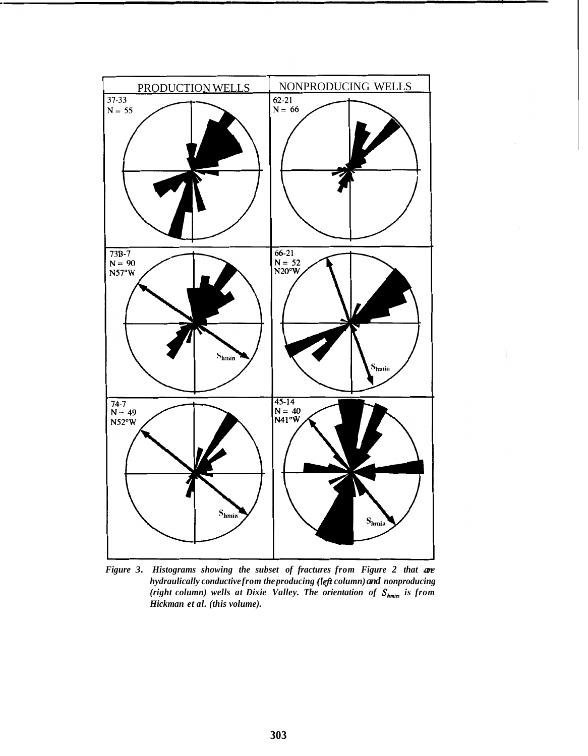| PRODUCTION WELLS | NONPRODUCING WELLS |
| --- | --- |
| 37-33, N = 55 | 62-21, N = 66 |
| 73B-7, N = 90, N57°W, $S_{hmin}$ | 66-21, N = 52, N20°W, $S_{hmin}$ |
| 74-7, N = 49, N52°W, $S_{hmin}$ | 45-14, N = 40, N41°W, $S_{hmin}$ |

*Figure 3. Histograms showing the subset of fractures from Figure 2 that are hydraulically conductive from the producing (left column) and nonproducing (right column) wells at Dixie Valley. The orientation of $S_{hmin}$ is from Hickman et al. (this volume).*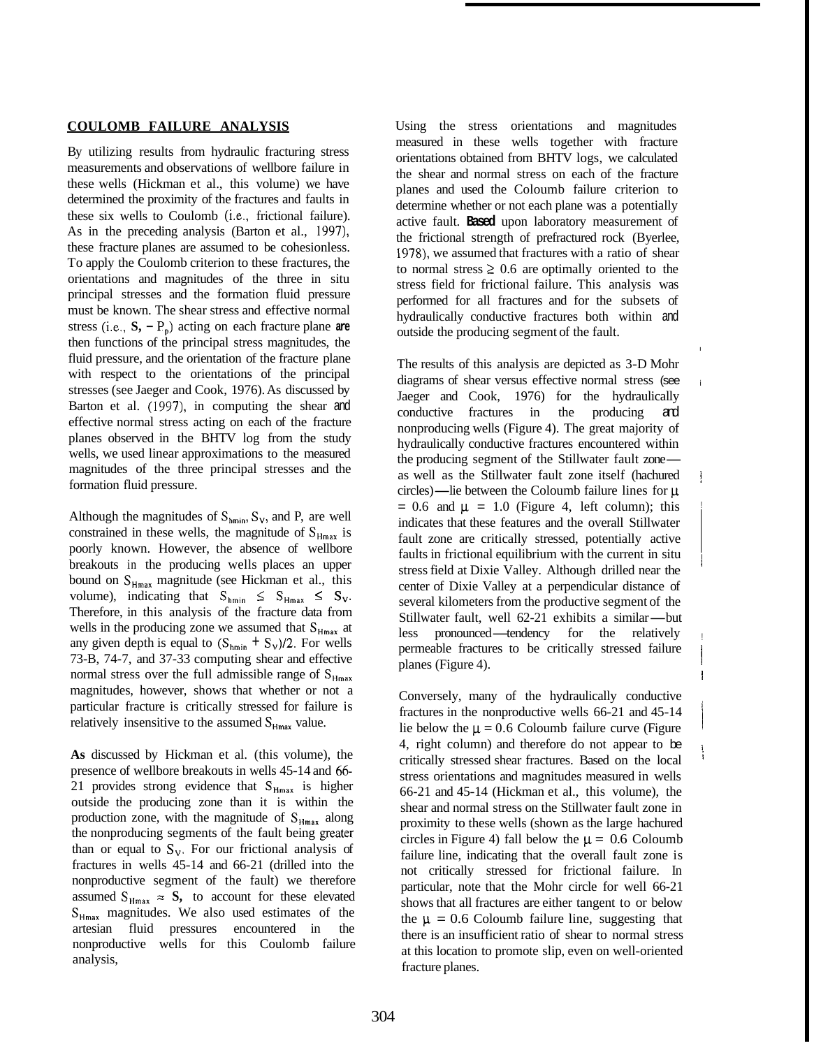## COULOMB FAILURE ANALYSIS

By utilizing results from hydraulic fracturing stress measurements and observations of wellbore failure in these wells (Hickman et al., this volume) we have determined the proximity of the fractures and faults in these six wells to Coulomb (i.e., frictional failure). As in the preceding analysis (Barton et al., 1997), these fracture planes are assumed to be cohesionless. To apply the Coulomb criterion to these fractures, the orientations and magnitudes of the three in situ principal stresses and the formation fluid pressure must be known. The shear stress and effective normal stress (i.e., $S_n - P_p$) acting on each fracture plane **are** then functions of the principal stress magnitudes, the fluid pressure, and the orientation of the fracture plane with respect to the orientations of the principal stresses (see Jaeger and Cook, 1976). As discussed by Barton et al. (1997), in computing the shear and effective normal stress acting on each of the fracture planes observed in the BHTV log from the study wells, we used linear approximations to the measured magnitudes of the three principal stresses and the formation fluid pressure.

Although the magnitudes of $S_{hmin}$, $S_V$, and P, are well constrained in these wells, the magnitude of $S_{Hmax}$ is poorly known. However, the absence of wellbore breakouts in the producing wells places an upper bound on $S_{Hmax}$ magnitude (see Hickman et al., this volume), indicating that $S_{hmin} \leq S_{Hmax} \leq S_V$. Therefore, in this analysis of the fracture data from wells in the producing zone we assumed that $S_{Hmax}$ at any given depth is equal to $(S_{hmin} + S_V)/2$. For wells 73-B, 74-7, and 37-33 computing shear and effective normal stress over the full admissible range of $S_{Hmax}$ magnitudes, however, shows that whether or not a particular fracture is critically stressed for failure is relatively insensitive to the assumed $S_{Hmax}$ value.

**As** discussed by Hickman et al. (this volume), the presence of wellbore breakouts in wells 45-14 and 66-21 provides strong evidence that $S_{Hmax}$ is higher outside the producing zone than it is within the production zone, with the magnitude of $S_{Hmax}$ along the nonproducing segments of the fault being greater than or equal to $S_V$. For our frictional analysis of fractures in wells 45-14 and 66-21 (drilled into the nonproductive segment of the fault) we therefore assumed $S_{Hmax} \approx S_v$ to account for these elevated $S_{Hmax}$ magnitudes. We also used estimates of the artesian fluid pressures encountered in the nonproductive wells for this Coulomb failure analysis,

Using the stress orientations and magnitudes measured in these wells together with fracture orientations obtained from BHTV logs, we calculated the shear and normal stress on each of the fracture planes and used the Coloumb failure criterion to determine whether or not each plane was a potentially active fault. **Based** upon laboratory measurement of the frictional strength of prefractured rock (Byerlee, 1978), we assumed that fractures with a ratio of shear to normal stress $\geq 0.6$ are optimally oriented to the stress field for frictional failure. This analysis was performed for all fractures and for the subsets of hydraulically conductive fractures both within and outside the producing segment of the fault.

The results of this analysis are depicted as 3-D Mohr diagrams of shear versus effective normal stress (see Jaeger and Cook, 1976) for the hydraulically conductive fractures in the producing and nonproducing wells (Figure 4). The great majority of hydraulically conductive fractures encountered within the producing segment of the Stillwater fault zone—as well as the Stillwater fault zone itself (hachured circles)—lie between the Coloumb failure lines for $\mu = 0.6$ and $\mu = 1.0$ (Figure 4, left column); this indicates that these features and the overall Stillwater fault zone are critically stressed, potentially active faults in frictional equilibrium with the current in situ stress field at Dixie Valley. Although drilled near the center of Dixie Valley at a perpendicular distance of several kilometers from the productive segment of the Stillwater fault, well 62-21 exhibits a similar—but less pronounced—tendency for the relatively permeable fractures to be critically stressed failure planes (Figure 4).

Conversely, many of the hydraulically conductive fractures in the nonproductive wells 66-21 and 45-14 lie below the $\mu = 0.6$ Coloumb failure curve (Figure 4, right column) and therefore do not appear to be critically stressed shear fractures. Based on the local stress orientations and magnitudes measured in wells 66-21 and 45-14 (Hickman et al., this volume), the shear and normal stress on the Stillwater fault zone in proximity to these wells (shown as the large hachured circles in Figure 4) fall below the $\mu = 0.6$ Coloumb failure line, indicating that the overall fault zone is not critically stressed for frictional failure. In particular, note that the Mohr circle for well 66-21 shows that all fractures are either tangent to or below the $\mu = 0.6$ Coloumb failure line, suggesting that there is an insufficient ratio of shear to normal stress at this location to promote slip, even on well-oriented fracture planes.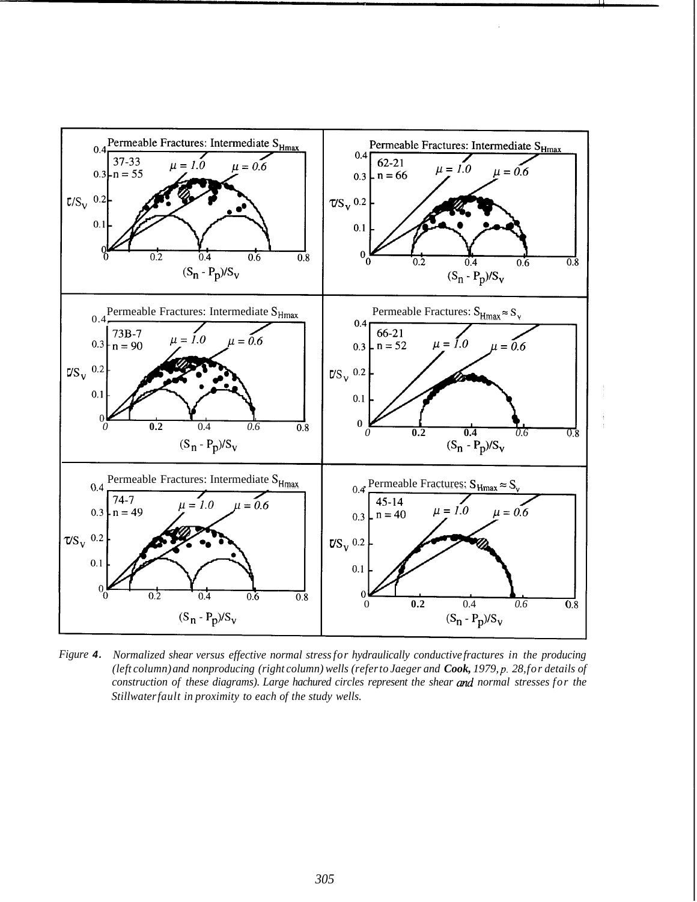*Figure 4. Normalized shear versus effective normal stress for hydraulically conductive fractures in the producing (left column) and nonproducing (right column) wells (refer to Jaeger and* ***Cook,*** *1979, p. 28, for details of construction of these diagrams). Large hachured circles represent the shear and normal stresses for the Stillwater fault in proximity to each of the study wells.*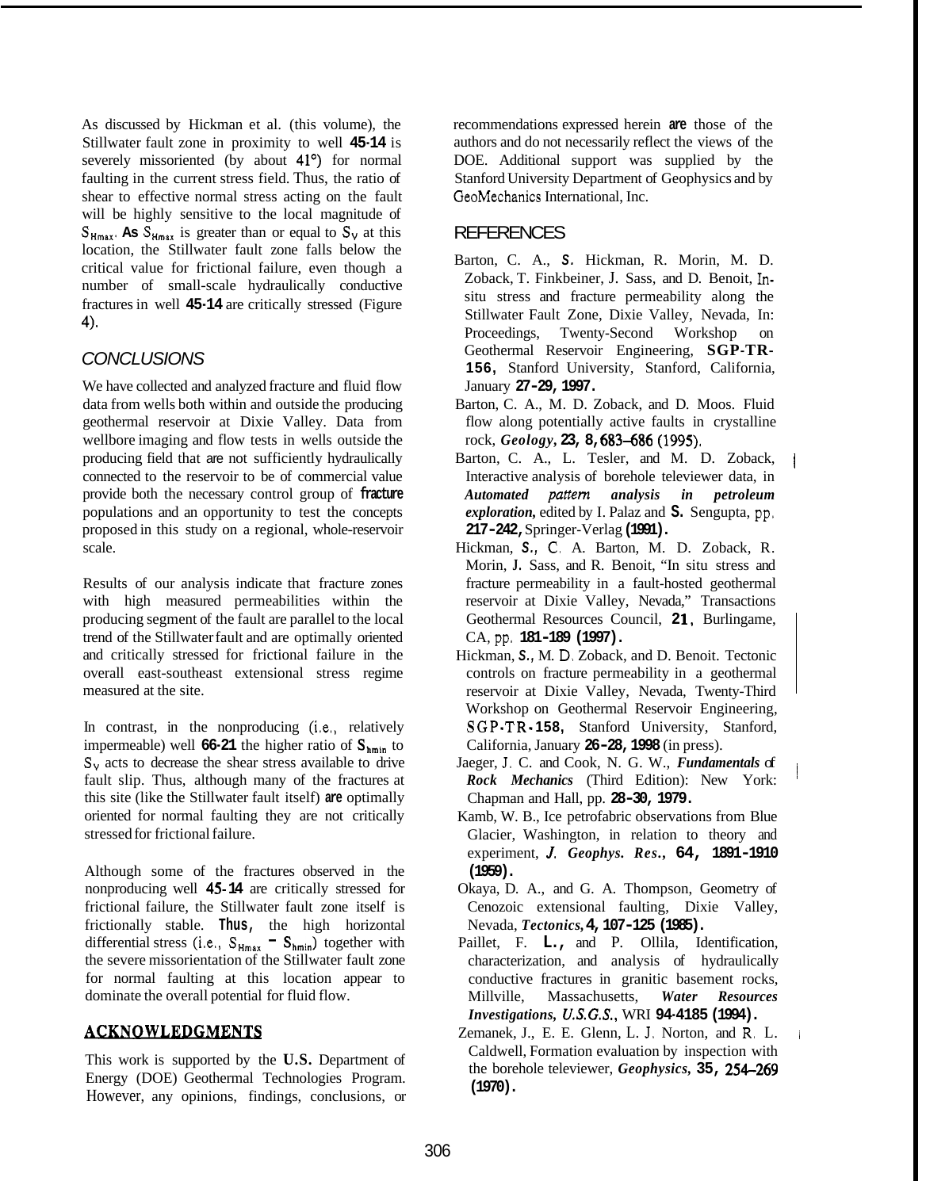As discussed by Hickman et al. (this volume), the Stillwater fault zone in proximity to well **45-14** is severely missoriented (by about **41°**) for normal faulting in the current stress field. Thus, the ratio of shear to effective normal stress acting on the fault will be highly sensitive to the local magnitude of $S_{Hmax}$. **As** $S_{Hmax}$ is greater than or equal to $S_V$ at this location, the Stillwater fault zone falls below the critical value for frictional failure, even though a number of small-scale hydraulically conductive fractures in well **45-14** are critically stressed (Figure **4**).

## *CONCLUSIONS*

We have collected and analyzed fracture and fluid flow data from wells both within and outside the producing geothermal reservoir at Dixie Valley. Data from wellbore imaging and flow tests in wells outside the producing field that are not sufficiently hydraulically connected to the reservoir to be of commercial value provide both the necessary control group of fracture populations and an opportunity to test the concepts proposed in this study on a regional, whole-reservoir scale.

Results of our analysis indicate that fracture zones with high measured permeabilities within the producing segment of the fault are parallel to the local trend of the Stillwater fault and are optimally oriented and critically stressed for frictional failure in the overall east-southeast extensional stress regime measured at the site.

In contrast, in the nonproducing (i.e., relatively impermeable) well **66-21** the higher ratio of $S_{hmin}$ to $S_V$ acts to decrease the shear stress available to drive fault slip. Thus, although many of the fractures at this site (like the Stillwater fault itself) are optimally oriented for normal faulting they are not critically stressed for frictional failure.

Although some of the fractures observed in the nonproducing well **45-14** are critically stressed for frictional failure, the Stillwater fault zone itself is frictionally stable. **Thus,** the high horizontal differential stress (i.e., $S_{Hmax} - S_{hmin}$) together with the severe missorientation of the Stillwater fault zone for normal faulting at this location appear to dominate the overall potential for fluid flow.

## ACKNOWLEDGMENTS

This work is supported by the **U.S.** Department of Energy (DOE) Geothermal Technologies Program. However, any opinions, findings, conclusions, or recommendations expressed herein are those of the authors and do not necessarily reflect the views of the DOE. Additional support was supplied by the Stanford University Department of Geophysics and by GeoMechanics International, Inc.

## REFERENCES

Barton, C. A., **S.** Hickman, R. Morin, M. D. Zoback, T. Finkbeiner, J. Sass, and D. Benoit, In-situ stress and fracture permeability along the Stillwater Fault Zone, Dixie Valley, Nevada, In: Proceedings, Twenty-Second Workshop on Geothermal Reservoir Engineering, **SGP-TR-156,** Stanford University, Stanford, California, January **27-29, 1997.**

Barton, C. A., M. D. Zoback, and D. Moos. Fluid flow along potentially active faults in crystalline rock, ***Geology*, 23, 8,** 683-686 (1995).

Barton, C. A., L. Tesler, and M. D. Zoback, Interactive analysis of borehole televiewer data, in ***Automated pattern analysis in petroleum exploration,*** edited by I. Palaz and **S.** Sengupta, pp. **217-242,** Springer-Verlag **(1991).**

Hickman, **S.,** C. A. Barton, M. D. Zoback, R. Morin, J. Sass, and R. Benoit, "In situ stress and fracture permeability in a fault-hosted geothermal reservoir at Dixie Valley, Nevada," Transactions Geothermal Resources Council, **21**, Burlingame, CA, pp. **181-189 (1997).**

Hickman, **S.,** M. D. Zoback, and D. Benoit. Tectonic controls on fracture permeability in a geothermal reservoir at Dixie Valley, Nevada, Twenty-Third Workshop on Geothermal Reservoir Engineering, SGP-TR-**158,** Stanford University, Stanford, California, January **26-28, 1998** (in press).

Jaeger, J. C. and Cook, N. G. W., ***Fundamentals** of **Rock Mechanics*** (Third Edition): New York: Chapman and Hall, pp. **28-30, 1979.**

Kamb, W. B., Ice petrofabric observations from Blue Glacier, Washington, in relation to theory and experiment, ***J. Geophys. Res.*, 64, 1891-1910 (1959).**

Okaya, D. A., and G. A. Thompson, Geometry of Cenozoic extensional faulting, Dixie Valley, Nevada, ***Tectonics*, 4, 107-125 (1985).**

Paillet, F. **L.,** and P. Ollila, Identification, characterization, and analysis of hydraulically conductive fractures in granitic basement rocks, Millville, Massachusetts, ***Water Resources Investigations, U.S.G.S.*,** WRI **94-4185 (1994).**

Zemanek, J., E. E. Glenn, L. J. Norton, and R. L. Caldwell, Formation evaluation by inspection with the borehole televiewer, ***Geophysics*, 35,** 254-269 **(1970).**